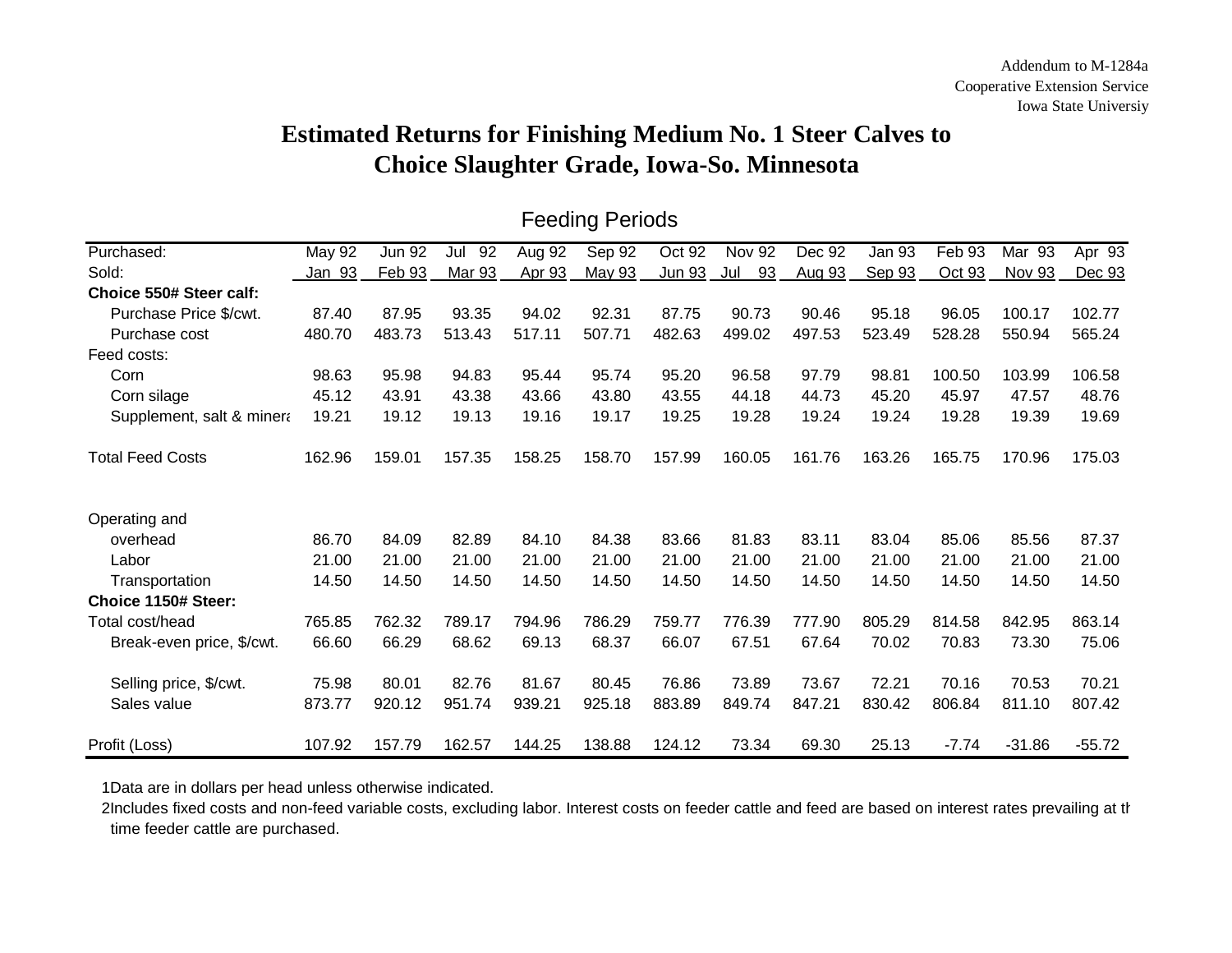Addendum to M-1284a
Cooperative Extension Service
Iowa State Universiy

# Estimated Returns for Finishing Medium No. 1 Steer Calves to Choice Slaughter Grade, Iowa-So. Minnesota

Feeding Periods

| Purchased: | May 92 | Jun 92 | Jul 92 | Aug 92 | Sep 92 | Oct 92 | Nov 92 | Dec 92 | Jan 93 | Feb 93 | Mar 93 | Apr 93 |
|---|---|---|---|---|---|---|---|---|---|---|---|---|
| Sold: | Jan 93 | Feb 93 | Mar 93 | Apr 93 | May 93 | Jun 93 | Jul 93 | Aug 93 | Sep 93 | Oct 93 | Nov 93 | Dec 93 |
| **Choice 550# Steer calf:** | | | | | | | | | | | | |
| Purchase Price $/cwt. | 87.40 | 87.95 | 93.35 | 94.02 | 92.31 | 87.75 | 90.73 | 90.46 | 95.18 | 96.05 | 100.17 | 102.77 |
| Purchase cost | 480.70 | 483.73 | 513.43 | 517.11 | 507.71 | 482.63 | 499.02 | 497.53 | 523.49 | 528.28 | 550.94 | 565.24 |
| Feed costs: | | | | | | | | | | | | |
| Corn | 98.63 | 95.98 | 94.83 | 95.44 | 95.74 | 95.20 | 96.58 | 97.79 | 98.81 | 100.50 | 103.99 | 106.58 |
| Corn silage | 45.12 | 43.91 | 43.38 | 43.66 | 43.80 | 43.55 | 44.18 | 44.73 | 45.20 | 45.97 | 47.57 | 48.76 |
| Supplement, salt & minera | 19.21 | 19.12 | 19.13 | 19.16 | 19.17 | 19.25 | 19.28 | 19.24 | 19.24 | 19.28 | 19.39 | 19.69 |
| Total Feed Costs | 162.96 | 159.01 | 157.35 | 158.25 | 158.70 | 157.99 | 160.05 | 161.76 | 163.26 | 165.75 | 170.96 | 175.03 |
| Operating and overhead | 86.70 | 84.09 | 82.89 | 84.10 | 84.38 | 83.66 | 81.83 | 83.11 | 83.04 | 85.06 | 85.56 | 87.37 |
| Labor | 21.00 | 21.00 | 21.00 | 21.00 | 21.00 | 21.00 | 21.00 | 21.00 | 21.00 | 21.00 | 21.00 | 21.00 |
| Transportation | 14.50 | 14.50 | 14.50 | 14.50 | 14.50 | 14.50 | 14.50 | 14.50 | 14.50 | 14.50 | 14.50 | 14.50 |
| **Choice 1150# Steer:** | | | | | | | | | | | | |
| Total cost/head | 765.85 | 762.32 | 789.17 | 794.96 | 786.29 | 759.77 | 776.39 | 777.90 | 805.29 | 814.58 | 842.95 | 863.14 |
| Break-even price, $/cwt. | 66.60 | 66.29 | 68.62 | 69.13 | 68.37 | 66.07 | 67.51 | 67.64 | 70.02 | 70.83 | 73.30 | 75.06 |
| Selling price, $/cwt. | 75.98 | 80.01 | 82.76 | 81.67 | 80.45 | 76.86 | 73.89 | 73.67 | 72.21 | 70.16 | 70.53 | 70.21 |
| Sales value | 873.77 | 920.12 | 951.74 | 939.21 | 925.18 | 883.89 | 849.74 | 847.21 | 830.42 | 806.84 | 811.10 | 807.42 |
| Profit (Loss) | 107.92 | 157.79 | 162.57 | 144.25 | 138.88 | 124.12 | 73.34 | 69.30 | 25.13 | -7.74 | -31.86 | -55.72 |

1Data are in dollars per head unless otherwise indicated.

2Includes fixed costs and non-feed variable costs, excluding labor. Interest costs on feeder cattle and feed are based on interest rates prevailing at th time feeder cattle are purchased.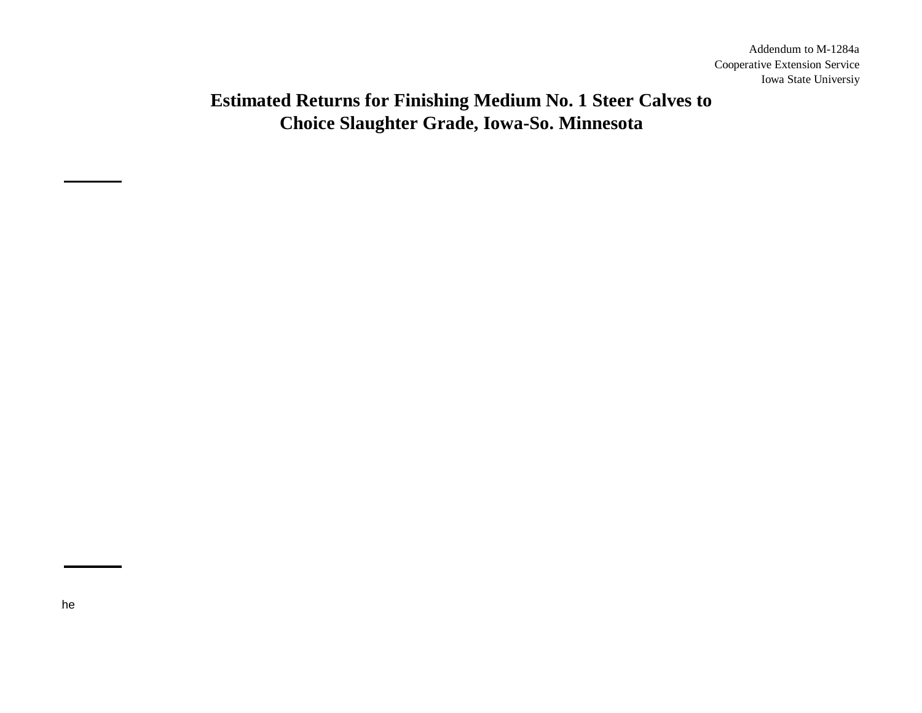Addendum to M-1284a
Cooperative Extension Service
Iowa State Universiy

# Estimated Returns for Finishing Medium No. 1 Steer Calves to Choice Slaughter Grade, Iowa-So. Minnesota

he